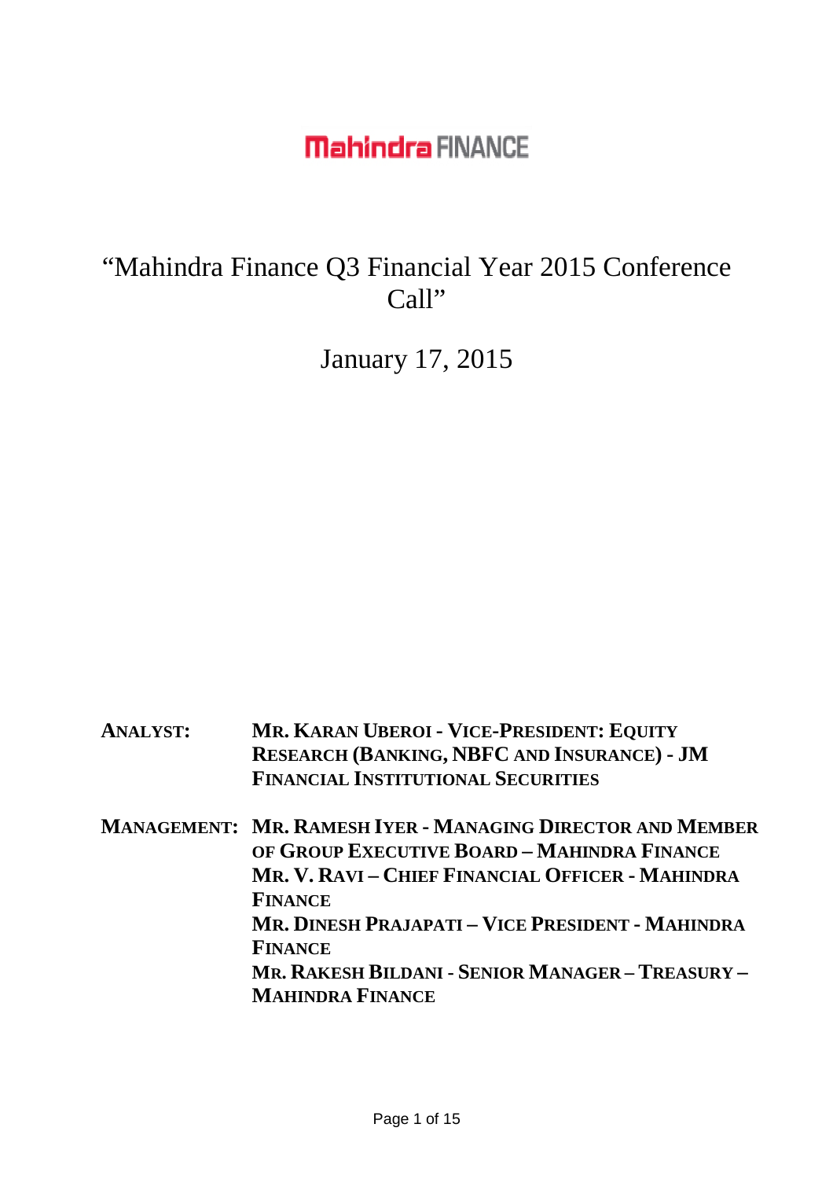**Mahindra FINANCE**

# "Mahindra Finance Q3 Financial Year 2015 Conference Call"

January 17, 2015

**ANALYST:** **MR. KARAN UBEROI - VICE-PRESIDENT: EQUITY RESEARCH (BANKING, NBFC AND INSURANCE) - JM FINANCIAL INSTITUTIONAL SECURITIES**

**MANAGEMENT:** **MR. RAMESH IYER - MANAGING DIRECTOR AND MEMBER OF GROUP EXECUTIVE BOARD – MAHINDRA FINANCE**
**MR. V. RAVI – CHIEF FINANCIAL OFFICER - MAHINDRA FINANCE**
**MR. DINESH PRAJAPATI – VICE PRESIDENT - MAHINDRA FINANCE**
**MR. RAKESH BILDANI - SENIOR MANAGER – TREASURY – MAHINDRA FINANCE**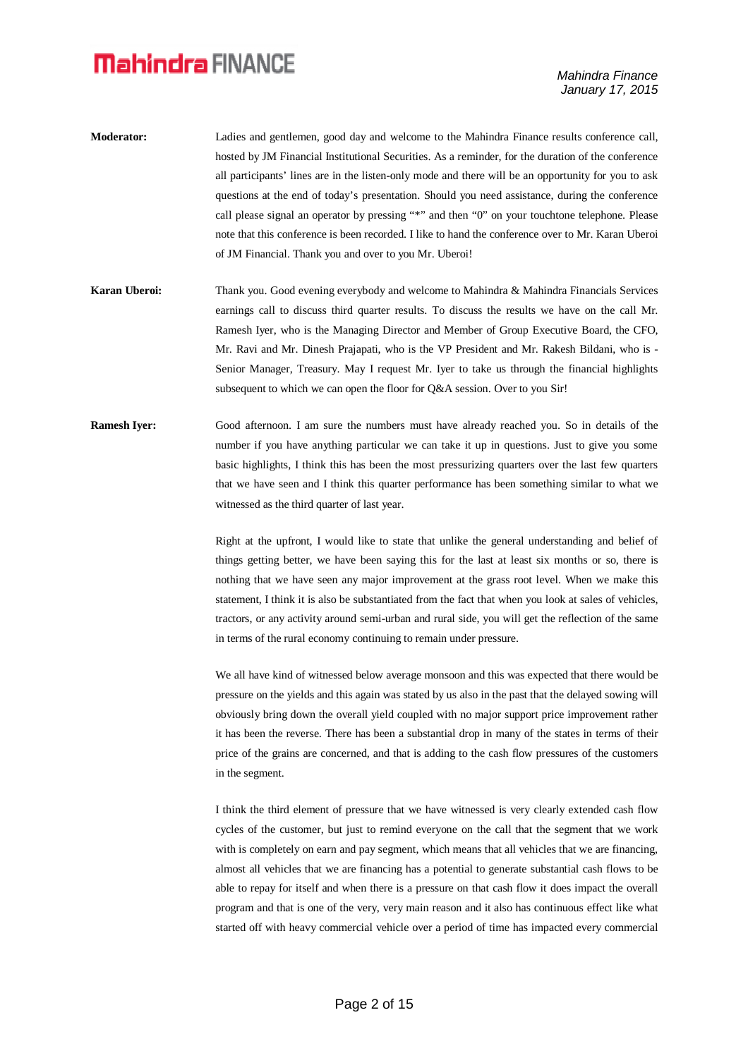**Moderator:** Ladies and gentlemen, good day and welcome to the Mahindra Finance results conference call, hosted by JM Financial Institutional Securities. As a reminder, for the duration of the conference all participants' lines are in the listen-only mode and there will be an opportunity for you to ask questions at the end of today's presentation. Should you need assistance, during the conference call please signal an operator by pressing "*" and then "0" on your touchtone telephone. Please note that this conference is been recorded. I like to hand the conference over to Mr. Karan Uberoi of JM Financial. Thank you and over to you Mr. Uberoi!

**Karan Uberoi:** Thank you. Good evening everybody and welcome to Mahindra & Mahindra Financials Services earnings call to discuss third quarter results. To discuss the results we have on the call Mr. Ramesh Iyer, who is the Managing Director and Member of Group Executive Board, the CFO, Mr. Ravi and Mr. Dinesh Prajapati, who is the VP President and Mr. Rakesh Bildani, who is - Senior Manager, Treasury. May I request Mr. Iyer to take us through the financial highlights subsequent to which we can open the floor for Q&A session. Over to you Sir!

**Ramesh Iyer:** Good afternoon. I am sure the numbers must have already reached you. So in details of the number if you have anything particular we can take it up in questions. Just to give you some basic highlights, I think this has been the most pressurizing quarters over the last few quarters that we have seen and I think this quarter performance has been something similar to what we witnessed as the third quarter of last year.

Right at the upfront, I would like to state that unlike the general understanding and belief of things getting better, we have been saying this for the last at least six months or so, there is nothing that we have seen any major improvement at the grass root level. When we make this statement, I think it is also be substantiated from the fact that when you look at sales of vehicles, tractors, or any activity around semi-urban and rural side, you will get the reflection of the same in terms of the rural economy continuing to remain under pressure.

We all have kind of witnessed below average monsoon and this was expected that there would be pressure on the yields and this again was stated by us also in the past that the delayed sowing will obviously bring down the overall yield coupled with no major support price improvement rather it has been the reverse. There has been a substantial drop in many of the states in terms of their price of the grains are concerned, and that is adding to the cash flow pressures of the customers in the segment.

I think the third element of pressure that we have witnessed is very clearly extended cash flow cycles of the customer, but just to remind everyone on the call that the segment that we work with is completely on earn and pay segment, which means that all vehicles that we are financing, almost all vehicles that we are financing has a potential to generate substantial cash flows to be able to repay for itself and when there is a pressure on that cash flow it does impact the overall program and that is one of the very, very main reason and it also has continuous effect like what started off with heavy commercial vehicle over a period of time has impacted every commercial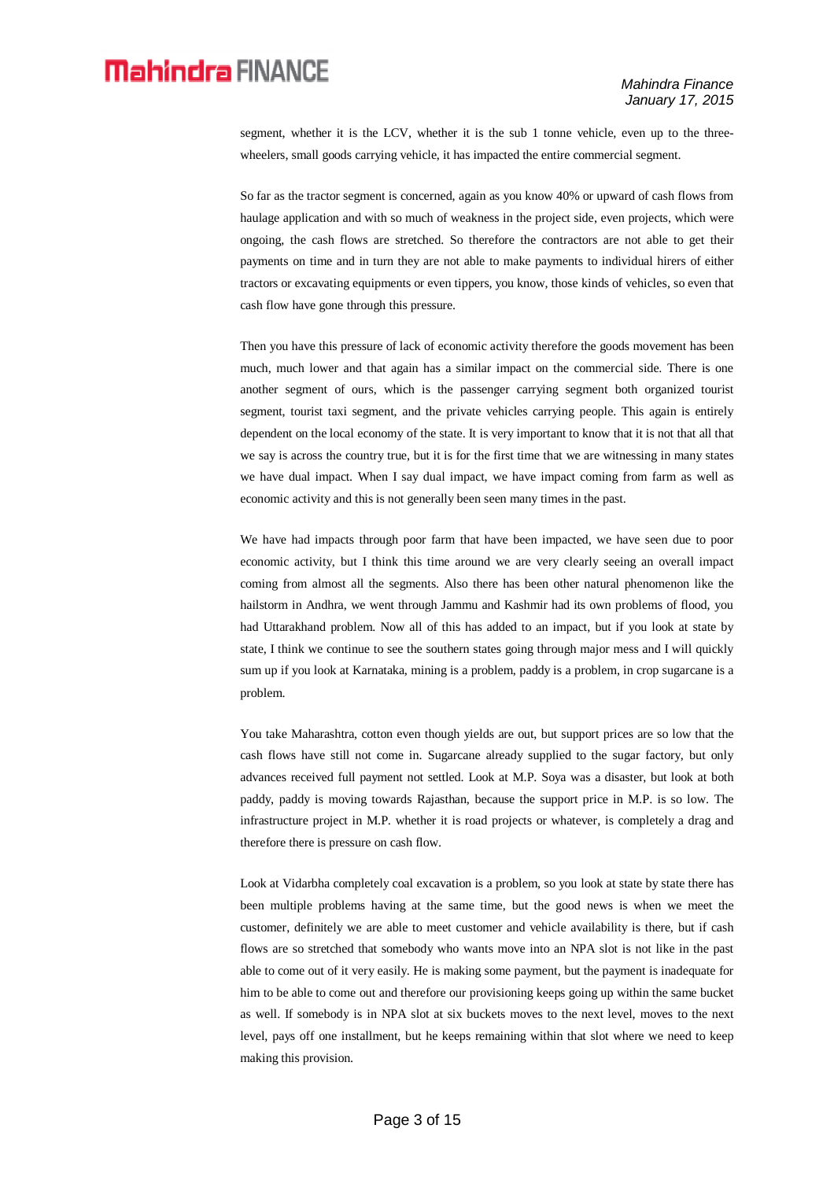segment, whether it is the LCV, whether it is the sub 1 tonne vehicle, even up to the three-wheelers, small goods carrying vehicle, it has impacted the entire commercial segment.

So far as the tractor segment is concerned, again as you know 40% or upward of cash flows from haulage application and with so much of weakness in the project side, even projects, which were ongoing, the cash flows are stretched. So therefore the contractors are not able to get their payments on time and in turn they are not able to make payments to individual hirers of either tractors or excavating equipments or even tippers, you know, those kinds of vehicles, so even that cash flow have gone through this pressure.

Then you have this pressure of lack of economic activity therefore the goods movement has been much, much lower and that again has a similar impact on the commercial side. There is one another segment of ours, which is the passenger carrying segment both organized tourist segment, tourist taxi segment, and the private vehicles carrying people. This again is entirely dependent on the local economy of the state. It is very important to know that it is not that all that we say is across the country true, but it is for the first time that we are witnessing in many states we have dual impact. When I say dual impact, we have impact coming from farm as well as economic activity and this is not generally been seen many times in the past.

We have had impacts through poor farm that have been impacted, we have seen due to poor economic activity, but I think this time around we are very clearly seeing an overall impact coming from almost all the segments. Also there has been other natural phenomenon like the hailstorm in Andhra, we went through Jammu and Kashmir had its own problems of flood, you had Uttarakhand problem. Now all of this has added to an impact, but if you look at state by state, I think we continue to see the southern states going through major mess and I will quickly sum up if you look at Karnataka, mining is a problem, paddy is a problem, in crop sugarcane is a problem.

You take Maharashtra, cotton even though yields are out, but support prices are so low that the cash flows have still not come in. Sugarcane already supplied to the sugar factory, but only advances received full payment not settled. Look at M.P. Soya was a disaster, but look at both paddy, paddy is moving towards Rajasthan, because the support price in M.P. is so low. The infrastructure project in M.P. whether it is road projects or whatever, is completely a drag and therefore there is pressure on cash flow.

Look at Vidarbha completely coal excavation is a problem, so you look at state by state there has been multiple problems having at the same time, but the good news is when we meet the customer, definitely we are able to meet customer and vehicle availability is there, but if cash flows are so stretched that somebody who wants move into an NPA slot is not like in the past able to come out of it very easily. He is making some payment, but the payment is inadequate for him to be able to come out and therefore our provisioning keeps going up within the same bucket as well. If somebody is in NPA slot at six buckets moves to the next level, moves to the next level, pays off one installment, but he keeps remaining within that slot where we need to keep making this provision.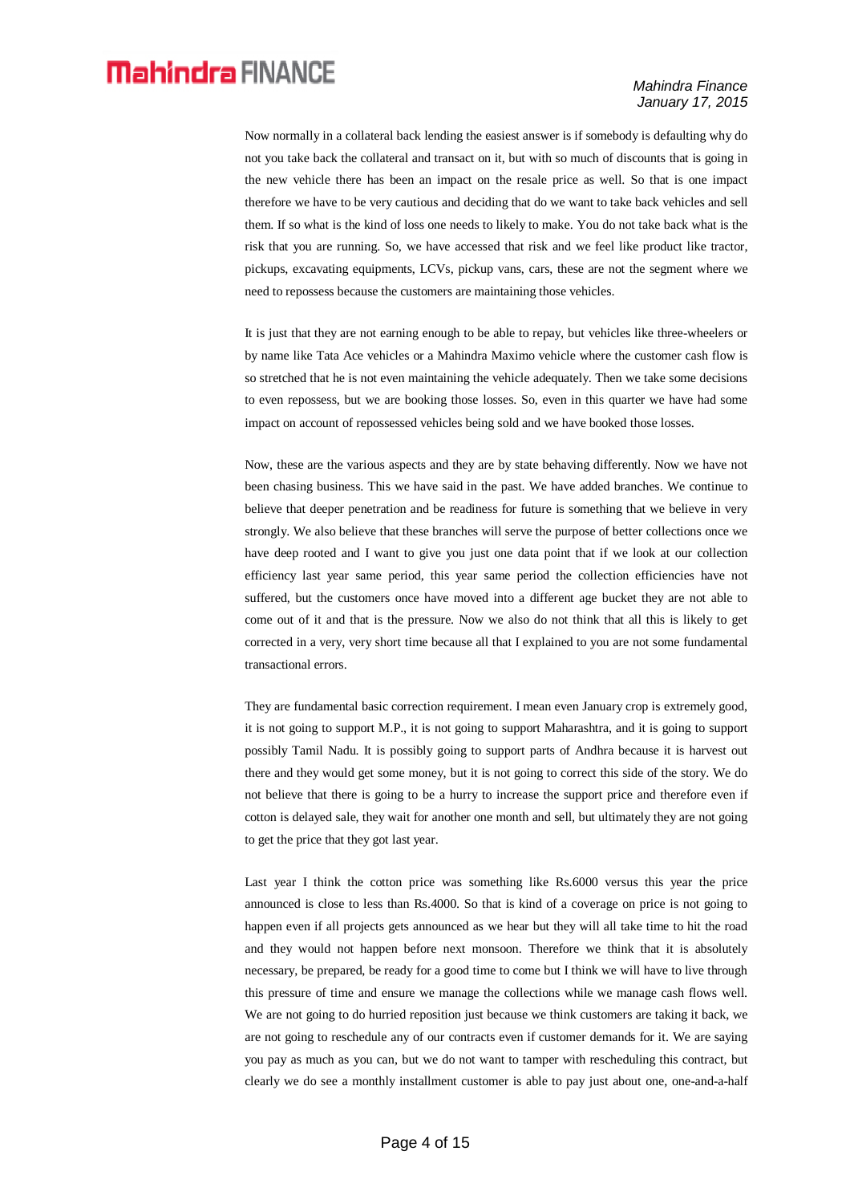Now normally in a collateral back lending the easiest answer is if somebody is defaulting why do not you take back the collateral and transact on it, but with so much of discounts that is going in the new vehicle there has been an impact on the resale price as well. So that is one impact therefore we have to be very cautious and deciding that do we want to take back vehicles and sell them. If so what is the kind of loss one needs to likely to make. You do not take back what is the risk that you are running. So, we have accessed that risk and we feel like product like tractor, pickups, excavating equipments, LCVs, pickup vans, cars, these are not the segment where we need to repossess because the customers are maintaining those vehicles.

It is just that they are not earning enough to be able to repay, but vehicles like three-wheelers or by name like Tata Ace vehicles or a Mahindra Maximo vehicle where the customer cash flow is so stretched that he is not even maintaining the vehicle adequately. Then we take some decisions to even repossess, but we are booking those losses. So, even in this quarter we have had some impact on account of repossessed vehicles being sold and we have booked those losses.

Now, these are the various aspects and they are by state behaving differently. Now we have not been chasing business. This we have said in the past. We have added branches. We continue to believe that deeper penetration and be readiness for future is something that we believe in very strongly. We also believe that these branches will serve the purpose of better collections once we have deep rooted and I want to give you just one data point that if we look at our collection efficiency last year same period, this year same period the collection efficiencies have not suffered, but the customers once have moved into a different age bucket they are not able to come out of it and that is the pressure. Now we also do not think that all this is likely to get corrected in a very, very short time because all that I explained to you are not some fundamental transactional errors.

They are fundamental basic correction requirement. I mean even January crop is extremely good, it is not going to support M.P., it is not going to support Maharashtra, and it is going to support possibly Tamil Nadu. It is possibly going to support parts of Andhra because it is harvest out there and they would get some money, but it is not going to correct this side of the story. We do not believe that there is going to be a hurry to increase the support price and therefore even if cotton is delayed sale, they wait for another one month and sell, but ultimately they are not going to get the price that they got last year.

Last year I think the cotton price was something like Rs.6000 versus this year the price announced is close to less than Rs.4000. So that is kind of a coverage on price is not going to happen even if all projects gets announced as we hear but they will all take time to hit the road and they would not happen before next monsoon. Therefore we think that it is absolutely necessary, be prepared, be ready for a good time to come but I think we will have to live through this pressure of time and ensure we manage the collections while we manage cash flows well. We are not going to do hurried reposition just because we think customers are taking it back, we are not going to reschedule any of our contracts even if customer demands for it. We are saying you pay as much as you can, but we do not want to tamper with rescheduling this contract, but clearly we do see a monthly installment customer is able to pay just about one, one-and-a-half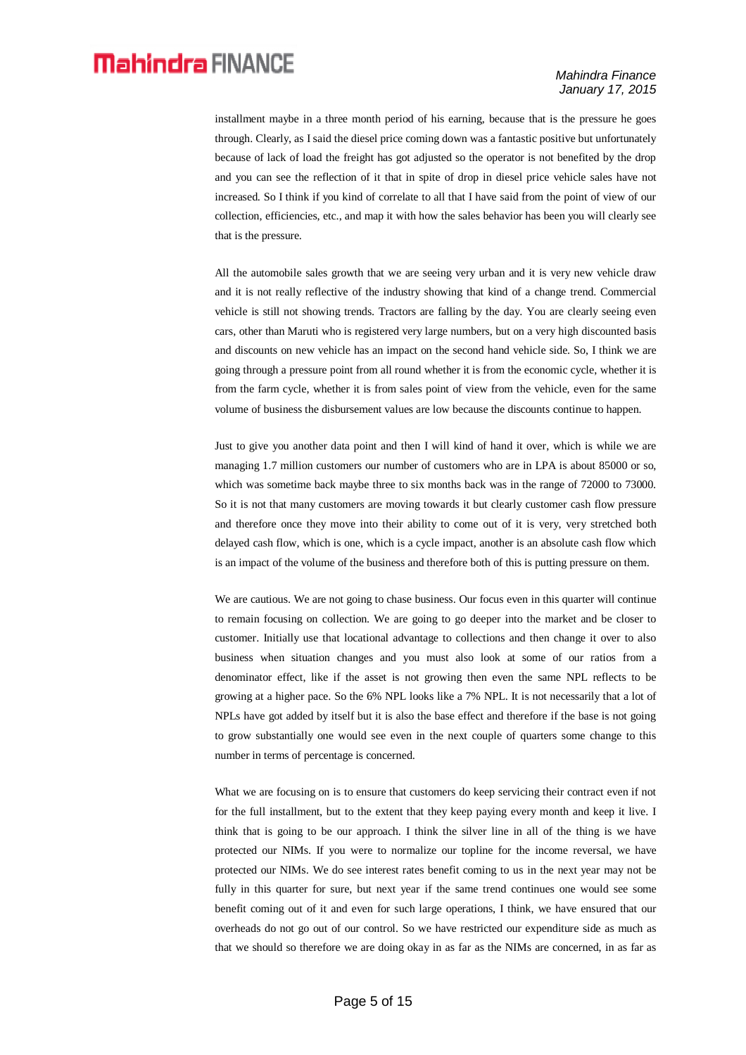installment maybe in a three month period of his earning, because that is the pressure he goes through. Clearly, as I said the diesel price coming down was a fantastic positive but unfortunately because of lack of load the freight has got adjusted so the operator is not benefited by the drop and you can see the reflection of it that in spite of drop in diesel price vehicle sales have not increased. So I think if you kind of correlate to all that I have said from the point of view of our collection, efficiencies, etc., and map it with how the sales behavior has been you will clearly see that is the pressure.

All the automobile sales growth that we are seeing very urban and it is very new vehicle draw and it is not really reflective of the industry showing that kind of a change trend. Commercial vehicle is still not showing trends. Tractors are falling by the day. You are clearly seeing even cars, other than Maruti who is registered very large numbers, but on a very high discounted basis and discounts on new vehicle has an impact on the second hand vehicle side. So, I think we are going through a pressure point from all round whether it is from the economic cycle, whether it is from the farm cycle, whether it is from sales point of view from the vehicle, even for the same volume of business the disbursement values are low because the discounts continue to happen.

Just to give you another data point and then I will kind of hand it over, which is while we are managing 1.7 million customers our number of customers who are in LPA is about 85000 or so, which was sometime back maybe three to six months back was in the range of 72000 to 73000. So it is not that many customers are moving towards it but clearly customer cash flow pressure and therefore once they move into their ability to come out of it is very, very stretched both delayed cash flow, which is one, which is a cycle impact, another is an absolute cash flow which is an impact of the volume of the business and therefore both of this is putting pressure on them.

We are cautious. We are not going to chase business. Our focus even in this quarter will continue to remain focusing on collection. We are going to go deeper into the market and be closer to customer. Initially use that locational advantage to collections and then change it over to also business when situation changes and you must also look at some of our ratios from a denominator effect, like if the asset is not growing then even the same NPL reflects to be growing at a higher pace. So the 6% NPL looks like a 7% NPL. It is not necessarily that a lot of NPLs have got added by itself but it is also the base effect and therefore if the base is not going to grow substantially one would see even in the next couple of quarters some change to this number in terms of percentage is concerned.

What we are focusing on is to ensure that customers do keep servicing their contract even if not for the full installment, but to the extent that they keep paying every month and keep it live. I think that is going to be our approach. I think the silver line in all of the thing is we have protected our NIMs. If you were to normalize our topline for the income reversal, we have protected our NIMs. We do see interest rates benefit coming to us in the next year may not be fully in this quarter for sure, but next year if the same trend continues one would see some benefit coming out of it and even for such large operations, I think, we have ensured that our overheads do not go out of our control. So we have restricted our expenditure side as much as that we should so therefore we are doing okay in as far as the NIMs are concerned, in as far as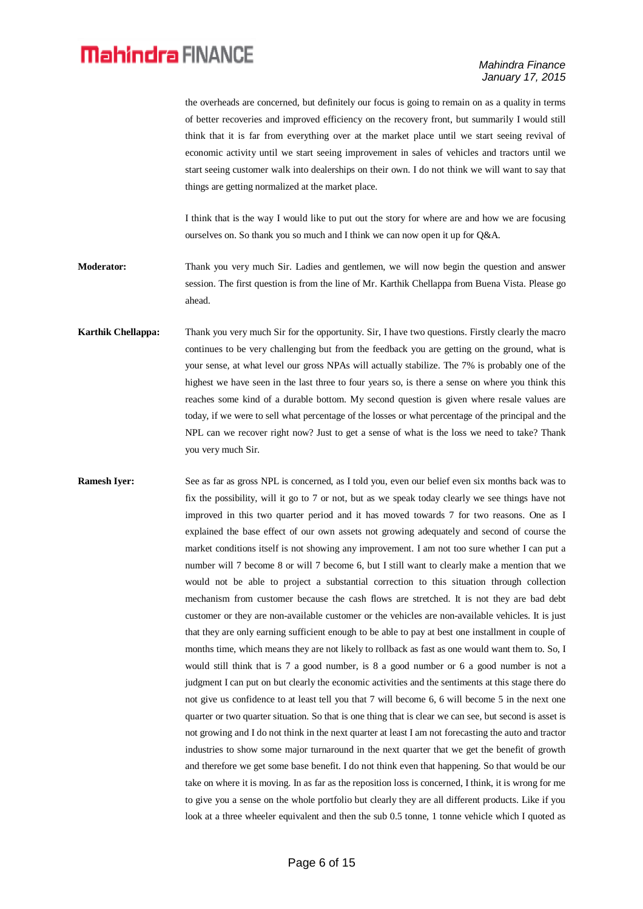the overheads are concerned, but definitely our focus is going to remain on as a quality in terms of better recoveries and improved efficiency on the recovery front, but summarily I would still think that it is far from everything over at the market place until we start seeing revival of economic activity until we start seeing improvement in sales of vehicles and tractors until we start seeing customer walk into dealerships on their own. I do not think we will want to say that things are getting normalized at the market place.

I think that is the way I would like to put out the story for where are and how we are focusing ourselves on. So thank you so much and I think we can now open it up for Q&A.

**Moderator:** Thank you very much Sir. Ladies and gentlemen, we will now begin the question and answer session. The first question is from the line of Mr. Karthik Chellappa from Buena Vista. Please go ahead.

**Karthik Chellappa:** Thank you very much Sir for the opportunity. Sir, I have two questions. Firstly clearly the macro continues to be very challenging but from the feedback you are getting on the ground, what is your sense, at what level our gross NPAs will actually stabilize. The 7% is probably one of the highest we have seen in the last three to four years so, is there a sense on where you think this reaches some kind of a durable bottom. My second question is given where resale values are today, if we were to sell what percentage of the losses or what percentage of the principal and the NPL can we recover right now? Just to get a sense of what is the loss we need to take? Thank you very much Sir.

**Ramesh Iyer:** See as far as gross NPL is concerned, as I told you, even our belief even six months back was to fix the possibility, will it go to 7 or not, but as we speak today clearly we see things have not improved in this two quarter period and it has moved towards 7 for two reasons. One as I explained the base effect of our own assets not growing adequately and second of course the market conditions itself is not showing any improvement. I am not too sure whether I can put a number will 7 become 8 or will 7 become 6, but I still want to clearly make a mention that we would not be able to project a substantial correction to this situation through collection mechanism from customer because the cash flows are stretched. It is not they are bad debt customer or they are non-available customer or the vehicles are non-available vehicles. It is just that they are only earning sufficient enough to be able to pay at best one installment in couple of months time, which means they are not likely to rollback as fast as one would want them to. So, I would still think that is 7 a good number, is 8 a good number or 6 a good number is not a judgment I can put on but clearly the economic activities and the sentiments at this stage there do not give us confidence to at least tell you that 7 will become 6, 6 will become 5 in the next one quarter or two quarter situation. So that is one thing that is clear we can see, but second is asset is not growing and I do not think in the next quarter at least I am not forecasting the auto and tractor industries to show some major turnaround in the next quarter that we get the benefit of growth and therefore we get some base benefit. I do not think even that happening. So that would be our take on where it is moving. In as far as the reposition loss is concerned, I think, it is wrong for me to give you a sense on the whole portfolio but clearly they are all different products. Like if you look at a three wheeler equivalent and then the sub 0.5 tonne, 1 tonne vehicle which I quoted as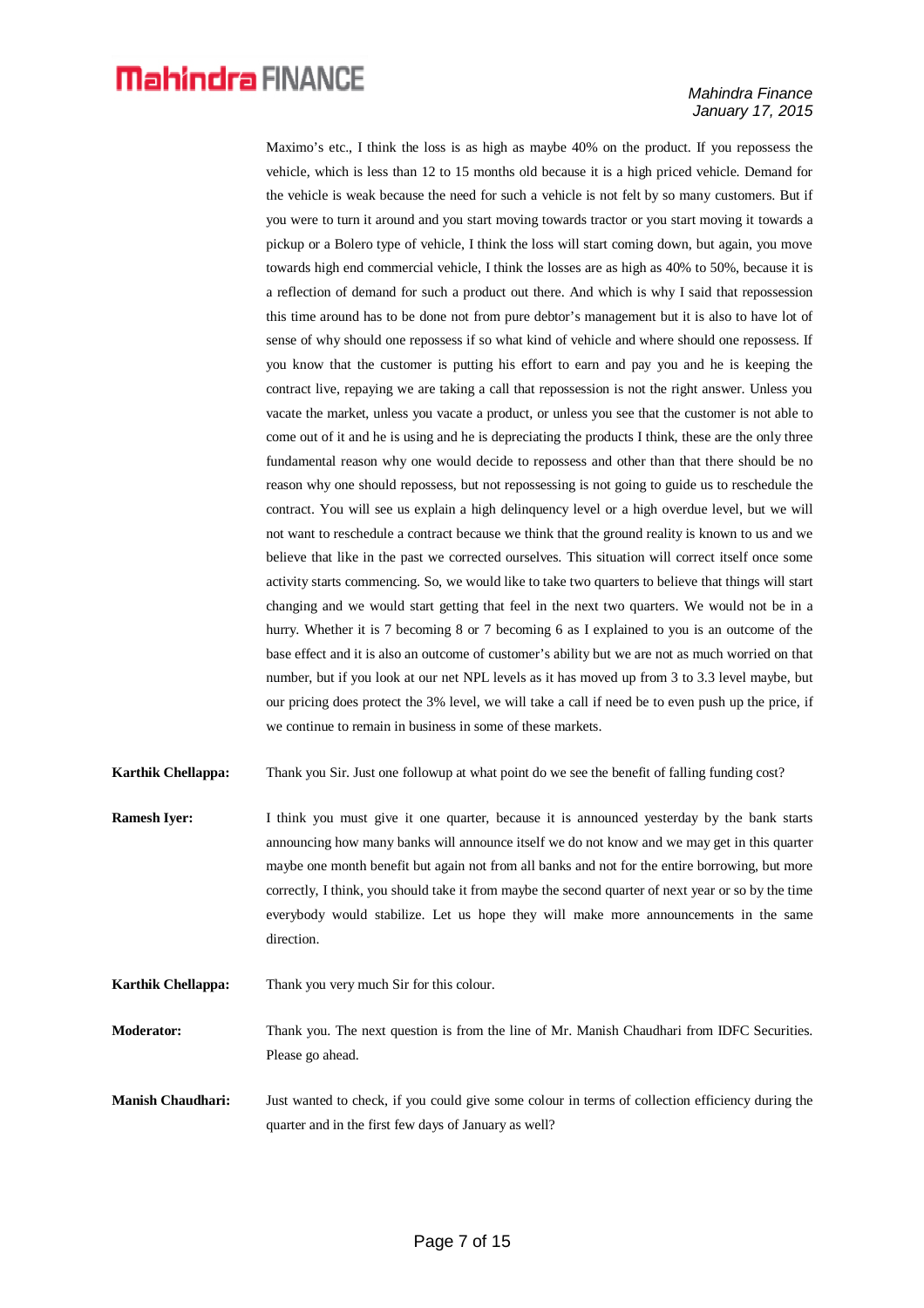Maximo's etc., I think the loss is as high as maybe 40% on the product. If you repossess the vehicle, which is less than 12 to 15 months old because it is a high priced vehicle. Demand for the vehicle is weak because the need for such a vehicle is not felt by so many customers. But if you were to turn it around and you start moving towards tractor or you start moving it towards a pickup or a Bolero type of vehicle, I think the loss will start coming down, but again, you move towards high end commercial vehicle, I think the losses are as high as 40% to 50%, because it is a reflection of demand for such a product out there. And which is why I said that repossession this time around has to be done not from pure debtor's management but it is also to have lot of sense of why should one repossess if so what kind of vehicle and where should one repossess. If you know that the customer is putting his effort to earn and pay you and he is keeping the contract live, repaying we are taking a call that repossession is not the right answer. Unless you vacate the market, unless you vacate a product, or unless you see that the customer is not able to come out of it and he is using and he is depreciating the products I think, these are the only three fundamental reason why one would decide to repossess and other than that there should be no reason why one should repossess, but not repossessing is not going to guide us to reschedule the contract. You will see us explain a high delinquency level or a high overdue level, but we will not want to reschedule a contract because we think that the ground reality is known to us and we believe that like in the past we corrected ourselves. This situation will correct itself once some activity starts commencing. So, we would like to take two quarters to believe that things will start changing and we would start getting that feel in the next two quarters. We would not be in a hurry. Whether it is 7 becoming 8 or 7 becoming 6 as I explained to you is an outcome of the base effect and it is also an outcome of customer's ability but we are not as much worried on that number, but if you look at our net NPL levels as it has moved up from 3 to 3.3 level maybe, but our pricing does protect the 3% level, we will take a call if need be to even push up the price, if we continue to remain in business in some of these markets.

**Karthik Chellappa:** Thank you Sir. Just one followup at what point do we see the benefit of falling funding cost?

**Ramesh Iyer:** I think you must give it one quarter, because it is announced yesterday by the bank starts announcing how many banks will announce itself we do not know and we may get in this quarter maybe one month benefit but again not from all banks and not for the entire borrowing, but more correctly, I think, you should take it from maybe the second quarter of next year or so by the time everybody would stabilize. Let us hope they will make more announcements in the same direction.

**Karthik Chellappa:** Thank you very much Sir for this colour.

**Moderator:** Thank you. The next question is from the line of Mr. Manish Chaudhari from IDFC Securities. Please go ahead.

**Manish Chaudhari:** Just wanted to check, if you could give some colour in terms of collection efficiency during the quarter and in the first few days of January as well?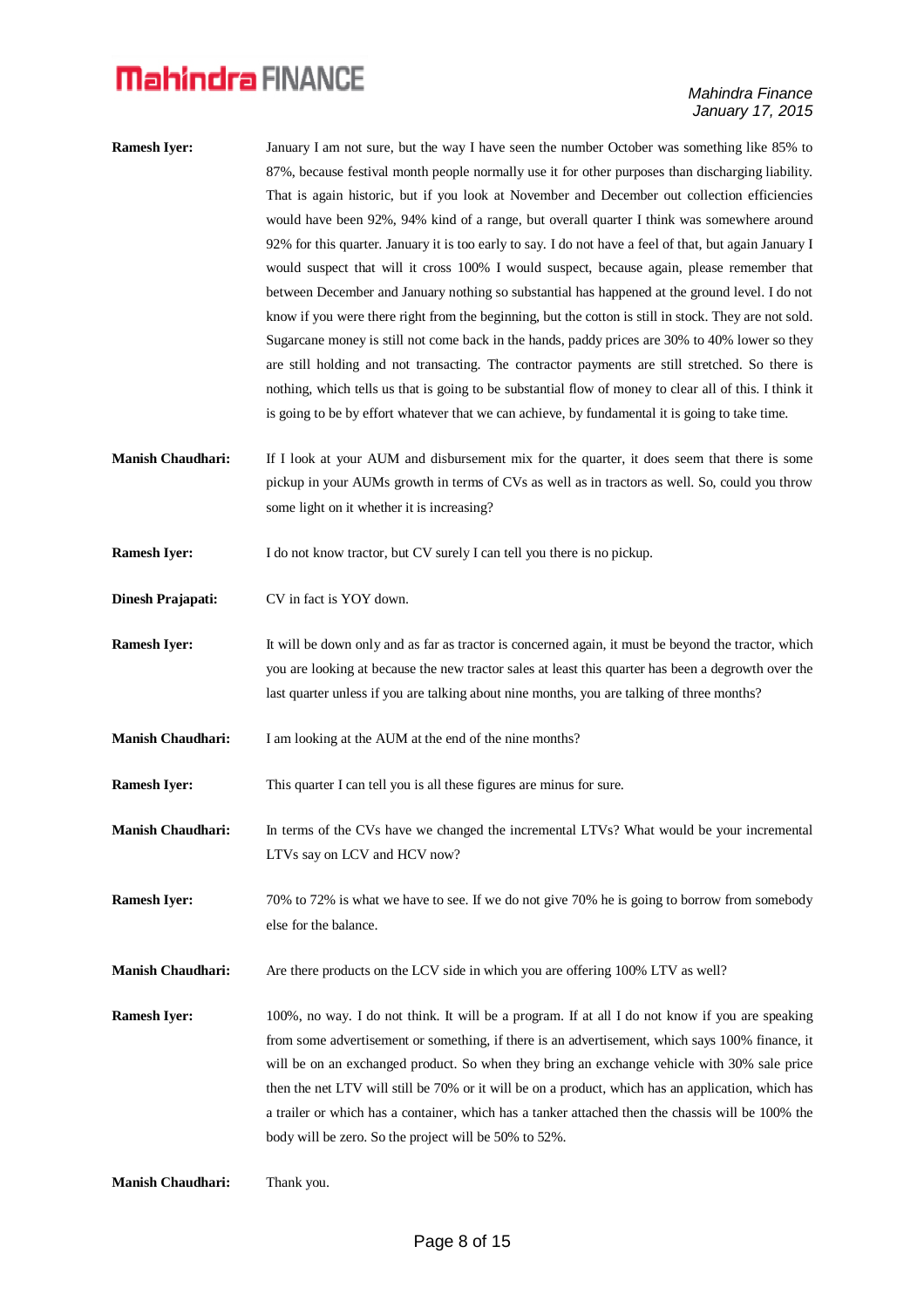**Ramesh Iyer:** January I am not sure, but the way I have seen the number October was something like 85% to 87%, because festival month people normally use it for other purposes than discharging liability. That is again historic, but if you look at November and December out collection efficiencies would have been 92%, 94% kind of a range, but overall quarter I think was somewhere around 92% for this quarter. January it is too early to say. I do not have a feel of that, but again January I would suspect that will it cross 100% I would suspect, because again, please remember that between December and January nothing so substantial has happened at the ground level. I do not know if you were there right from the beginning, but the cotton is still in stock. They are not sold. Sugarcane money is still not come back in the hands, paddy prices are 30% to 40% lower so they are still holding and not transacting. The contractor payments are still stretched. So there is nothing, which tells us that is going to be substantial flow of money to clear all of this. I think it is going to be by effort whatever that we can achieve, by fundamental it is going to take time.

**Manish Chaudhari:** If I look at your AUM and disbursement mix for the quarter, it does seem that there is some pickup in your AUMs growth in terms of CVs as well as in tractors as well. So, could you throw some light on it whether it is increasing?

**Ramesh Iyer:** I do not know tractor, but CV surely I can tell you there is no pickup.

**Dinesh Prajapati:** CV in fact is YOY down.

**Ramesh Iyer:** It will be down only and as far as tractor is concerned again, it must be beyond the tractor, which you are looking at because the new tractor sales at least this quarter has been a degrowth over the last quarter unless if you are talking about nine months, you are talking of three months?

**Manish Chaudhari:** I am looking at the AUM at the end of the nine months?

**Ramesh Iyer:** This quarter I can tell you is all these figures are minus for sure.

**Manish Chaudhari:** In terms of the CVs have we changed the incremental LTVs? What would be your incremental LTVs say on LCV and HCV now?

**Ramesh Iyer:** 70% to 72% is what we have to see. If we do not give 70% he is going to borrow from somebody else for the balance.

**Manish Chaudhari:** Are there products on the LCV side in which you are offering 100% LTV as well?

**Ramesh Iyer:** 100%, no way. I do not think. It will be a program. If at all I do not know if you are speaking from some advertisement or something, if there is an advertisement, which says 100% finance, it will be on an exchanged product. So when they bring an exchange vehicle with 30% sale price then the net LTV will still be 70% or it will be on a product, which has an application, which has a trailer or which has a container, which has a tanker attached then the chassis will be 100% the body will be zero. So the project will be 50% to 52%.

**Manish Chaudhari:** Thank you.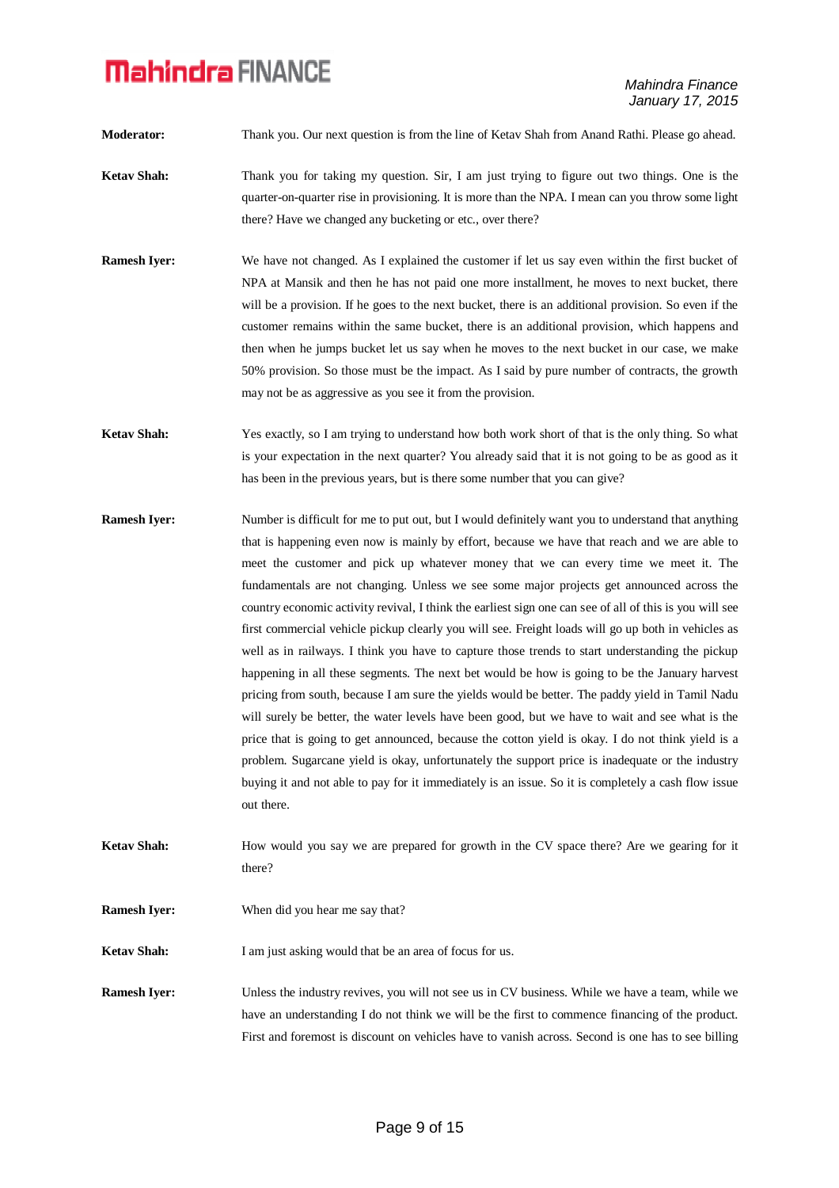**Moderator:** Thank you. Our next question is from the line of Ketav Shah from Anand Rathi. Please go ahead.

**Ketav Shah:** Thank you for taking my question. Sir, I am just trying to figure out two things. One is the quarter-on-quarter rise in provisioning. It is more than the NPA. I mean can you throw some light there? Have we changed any bucketing or etc., over there?

**Ramesh Iyer:** We have not changed. As I explained the customer if let us say even within the first bucket of NPA at Mansik and then he has not paid one more installment, he moves to next bucket, there will be a provision. If he goes to the next bucket, there is an additional provision. So even if the customer remains within the same bucket, there is an additional provision, which happens and then when he jumps bucket let us say when he moves to the next bucket in our case, we make 50% provision. So those must be the impact. As I said by pure number of contracts, the growth may not be as aggressive as you see it from the provision.

**Ketav Shah:** Yes exactly, so I am trying to understand how both work short of that is the only thing. So what is your expectation in the next quarter? You already said that it is not going to be as good as it has been in the previous years, but is there some number that you can give?

**Ramesh Iyer:** Number is difficult for me to put out, but I would definitely want you to understand that anything that is happening even now is mainly by effort, because we have that reach and we are able to meet the customer and pick up whatever money that we can every time we meet it. The fundamentals are not changing. Unless we see some major projects get announced across the country economic activity revival, I think the earliest sign one can see of all of this is you will see first commercial vehicle pickup clearly you will see. Freight loads will go up both in vehicles as well as in railways. I think you have to capture those trends to start understanding the pickup happening in all these segments. The next bet would be how is going to be the January harvest pricing from south, because I am sure the yields would be better. The paddy yield in Tamil Nadu will surely be better, the water levels have been good, but we have to wait and see what is the price that is going to get announced, because the cotton yield is okay. I do not think yield is a problem. Sugarcane yield is okay, unfortunately the support price is inadequate or the industry buying it and not able to pay for it immediately is an issue. So it is completely a cash flow issue out there.

**Ketav Shah:** How would you say we are prepared for growth in the CV space there? Are we gearing for it there?

**Ramesh Iyer:** When did you hear me say that?

**Ketav Shah:** I am just asking would that be an area of focus for us.

**Ramesh Iyer:** Unless the industry revives, you will not see us in CV business. While we have a team, while we have an understanding I do not think we will be the first to commence financing of the product. First and foremost is discount on vehicles have to vanish across. Second is one has to see billing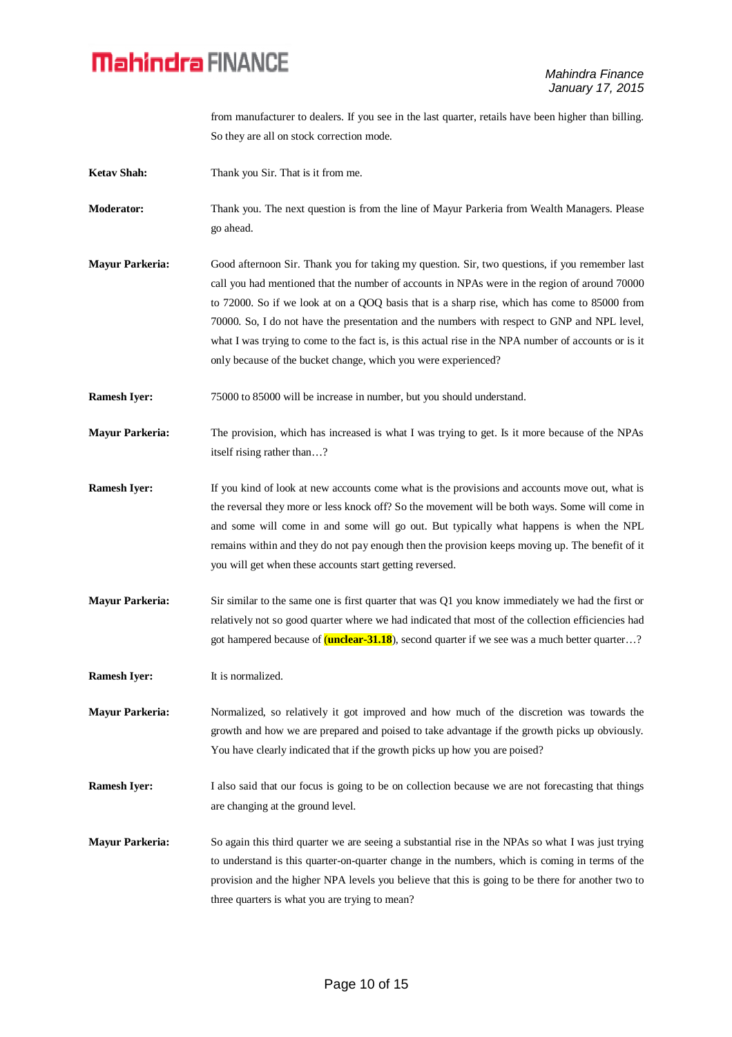from manufacturer to dealers. If you see in the last quarter, retails have been higher than billing. So they are all on stock correction mode.

**Ketav Shah:** Thank you Sir. That is it from me.

**Moderator:** Thank you. The next question is from the line of Mayur Parkeria from Wealth Managers. Please go ahead.

**Mayur Parkeria:** Good afternoon Sir. Thank you for taking my question. Sir, two questions, if you remember last call you had mentioned that the number of accounts in NPAs were in the region of around 70000 to 72000. So if we look at on a QOQ basis that is a sharp rise, which has come to 85000 from 70000. So, I do not have the presentation and the numbers with respect to GNP and NPL level, what I was trying to come to the fact is, is this actual rise in the NPA number of accounts or is it only because of the bucket change, which you were experienced?

**Ramesh Iyer:** 75000 to 85000 will be increase in number, but you should understand.

**Mayur Parkeria:** The provision, which has increased is what I was trying to get. Is it more because of the NPAs itself rising rather than…?

**Ramesh Iyer:** If you kind of look at new accounts come what is the provisions and accounts move out, what is the reversal they more or less knock off? So the movement will be both ways. Some will come in and some will come in and some will go out. But typically what happens is when the NPL remains within and they do not pay enough then the provision keeps moving up. The benefit of it you will get when these accounts start getting reversed.

**Mayur Parkeria:** Sir similar to the same one is first quarter that was Q1 you know immediately we had the first or relatively not so good quarter where we had indicated that most of the collection efficiencies had got hampered because of (**unclear-31.18**), second quarter if we see was a much better quarter…?

**Ramesh Iyer:** It is normalized.

**Mayur Parkeria:** Normalized, so relatively it got improved and how much of the discretion was towards the growth and how we are prepared and poised to take advantage if the growth picks up obviously. You have clearly indicated that if the growth picks up how you are poised?

**Ramesh Iyer:** I also said that our focus is going to be on collection because we are not forecasting that things are changing at the ground level.

**Mayur Parkeria:** So again this third quarter we are seeing a substantial rise in the NPAs so what I was just trying to understand is this quarter-on-quarter change in the numbers, which is coming in terms of the provision and the higher NPA levels you believe that this is going to be there for another two to three quarters is what you are trying to mean?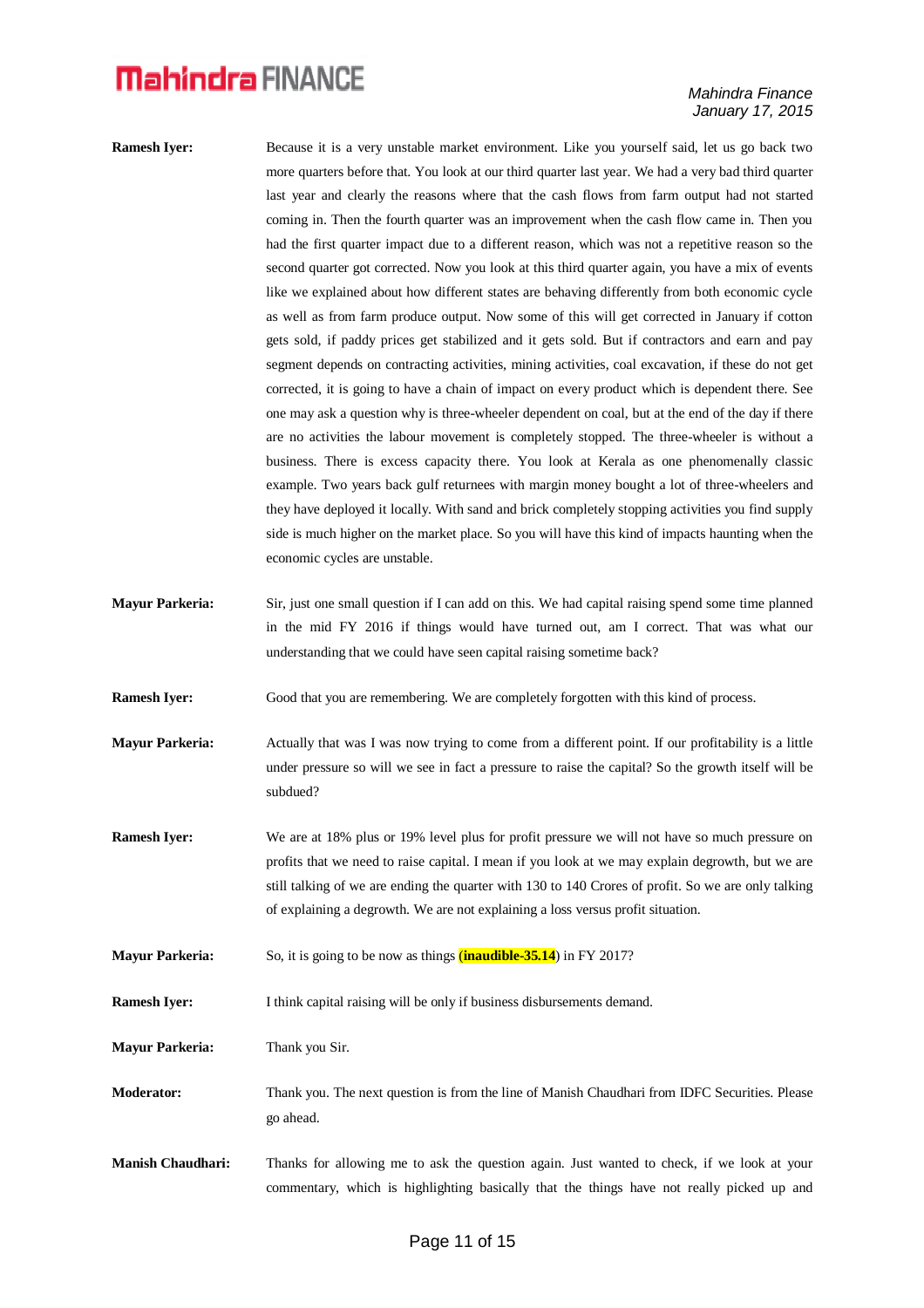**Ramesh Iyer:** Because it is a very unstable market environment. Like you yourself said, let us go back two more quarters before that. You look at our third quarter last year. We had a very bad third quarter last year and clearly the reasons where that the cash flows from farm output had not started coming in. Then the fourth quarter was an improvement when the cash flow came in. Then you had the first quarter impact due to a different reason, which was not a repetitive reason so the second quarter got corrected. Now you look at this third quarter again, you have a mix of events like we explained about how different states are behaving differently from both economic cycle as well as from farm produce output. Now some of this will get corrected in January if cotton gets sold, if paddy prices get stabilized and it gets sold. But if contractors and earn and pay segment depends on contracting activities, mining activities, coal excavation, if these do not get corrected, it is going to have a chain of impact on every product which is dependent there. See one may ask a question why is three-wheeler dependent on coal, but at the end of the day if there are no activities the labour movement is completely stopped. The three-wheeler is without a business. There is excess capacity there. You look at Kerala as one phenomenally classic example. Two years back gulf returnees with margin money bought a lot of three-wheelers and they have deployed it locally. With sand and brick completely stopping activities you find supply side is much higher on the market place. So you will have this kind of impacts haunting when the economic cycles are unstable.

**Mayur Parkeria:** Sir, just one small question if I can add on this. We had capital raising spend some time planned in the mid FY 2016 if things would have turned out, am I correct. That was what our understanding that we could have seen capital raising sometime back?

**Ramesh Iyer:** Good that you are remembering. We are completely forgotten with this kind of process.

**Mayur Parkeria:** Actually that was I was now trying to come from a different point. If our profitability is a little under pressure so will we see in fact a pressure to raise the capital? So the growth itself will be subdued?

**Ramesh Iyer:** We are at 18% plus or 19% level plus for profit pressure we will not have so much pressure on profits that we need to raise capital. I mean if you look at we may explain degrowth, but we are still talking of we are ending the quarter with 130 to 140 Crores of profit. So we are only talking of explaining a degrowth. We are not explaining a loss versus profit situation.

**Mayur Parkeria:** So, it is going to be now as things **(inaudible-35.14)** in FY 2017?

**Ramesh Iyer:** I think capital raising will be only if business disbursements demand.

**Mayur Parkeria:** Thank you Sir.

**Moderator:** Thank you. The next question is from the line of Manish Chaudhari from IDFC Securities. Please go ahead.

**Manish Chaudhari:** Thanks for allowing me to ask the question again. Just wanted to check, if we look at your commentary, which is highlighting basically that the things have not really picked up and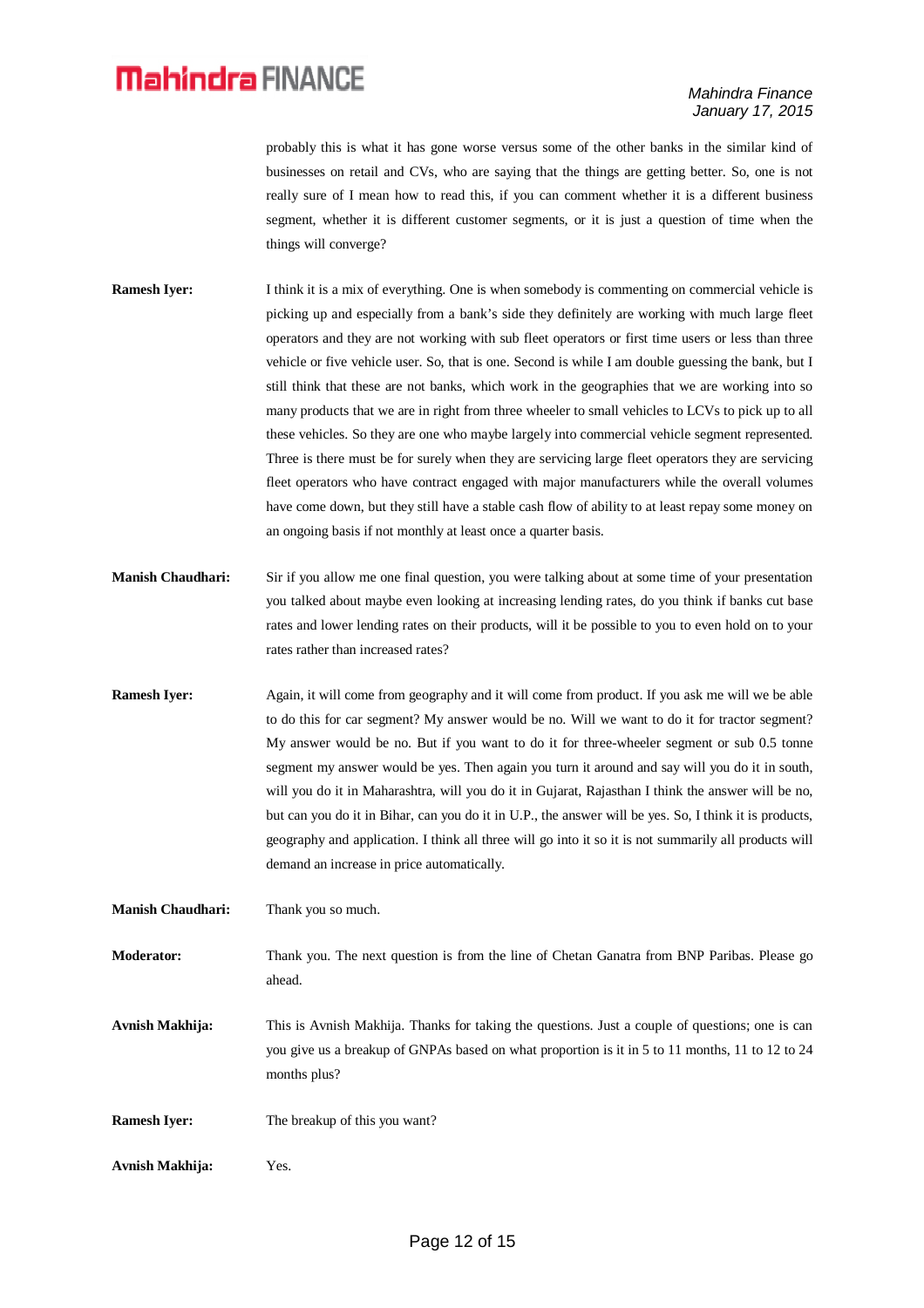probably this is what it has gone worse versus some of the other banks in the similar kind of businesses on retail and CVs, who are saying that the things are getting better. So, one is not really sure of I mean how to read this, if you can comment whether it is a different business segment, whether it is different customer segments, or it is just a question of time when the things will converge?

**Ramesh Iyer:** I think it is a mix of everything. One is when somebody is commenting on commercial vehicle is picking up and especially from a bank's side they definitely are working with much large fleet operators and they are not working with sub fleet operators or first time users or less than three vehicle or five vehicle user. So, that is one. Second is while I am double guessing the bank, but I still think that these are not banks, which work in the geographies that we are working into so many products that we are in right from three wheeler to small vehicles to LCVs to pick up to all these vehicles. So they are one who maybe largely into commercial vehicle segment represented. Three is there must be for surely when they are servicing large fleet operators they are servicing fleet operators who have contract engaged with major manufacturers while the overall volumes have come down, but they still have a stable cash flow of ability to at least repay some money on an ongoing basis if not monthly at least once a quarter basis.

**Manish Chaudhari:** Sir if you allow me one final question, you were talking about at some time of your presentation you talked about maybe even looking at increasing lending rates, do you think if banks cut base rates and lower lending rates on their products, will it be possible to you to even hold on to your rates rather than increased rates?

**Ramesh Iyer:** Again, it will come from geography and it will come from product. If you ask me will we be able to do this for car segment? My answer would be no. Will we want to do it for tractor segment? My answer would be no. But if you want to do it for three-wheeler segment or sub 0.5 tonne segment my answer would be yes. Then again you turn it around and say will you do it in south, will you do it in Maharashtra, will you do it in Gujarat, Rajasthan I think the answer will be no, but can you do it in Bihar, can you do it in U.P., the answer will be yes. So, I think it is products, geography and application. I think all three will go into it so it is not summarily all products will demand an increase in price automatically.

**Manish Chaudhari:** Thank you so much.

**Moderator:** Thank you. The next question is from the line of Chetan Ganatra from BNP Paribas. Please go ahead.

**Avnish Makhija:** This is Avnish Makhija. Thanks for taking the questions. Just a couple of questions; one is can you give us a breakup of GNPAs based on what proportion is it in 5 to 11 months, 11 to 12 to 24 months plus?

**Ramesh Iyer:** The breakup of this you want?

**Avnish Makhija:** Yes.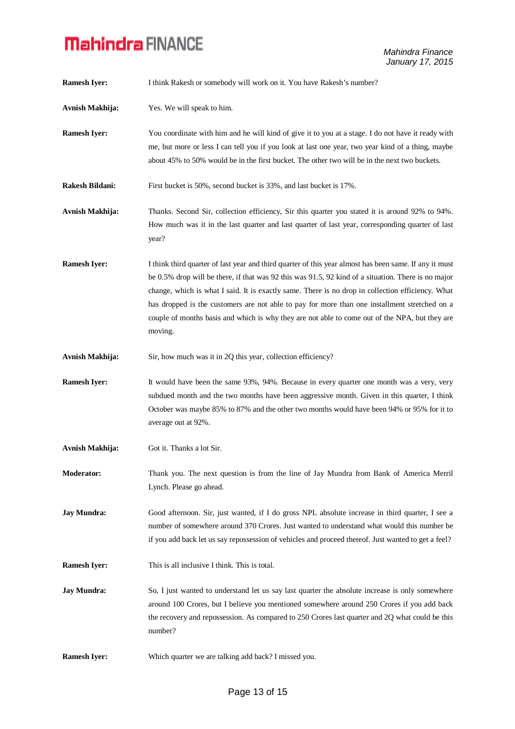**Ramesh Iyer:** I think Rakesh or somebody will work on it. You have Rakesh's number?

**Avnish Makhija:** Yes. We will speak to him.

**Ramesh Iyer:** You coordinate with him and he will kind of give it to you at a stage. I do not have it ready with me, but more or less I can tell you if you look at last one year, two year kind of a thing, maybe about 45% to 50% would be in the first bucket. The other two will be in the next two buckets.

**Rakesh Bildani:** First bucket is 50%, second bucket is 33%, and last bucket is 17%.

**Avnish Makhija:** Thanks. Second Sir, collection efficiency, Sir this quarter you stated it is around 92% to 94%. How much was it in the last quarter and last quarter of last year, corresponding quarter of last year?

**Ramesh Iyer:** I think third quarter of last year and third quarter of this year almost has been same. If any it must be 0.5% drop will be there, if that was 92 this was 91.5, 92 kind of a situation. There is no major change, which is what I said. It is exactly same. There is no drop in collection efficiency. What has dropped is the customers are not able to pay for more than one installment stretched on a couple of months basis and which is why they are not able to come out of the NPA, but they are moving.

**Avnish Makhija:** Sir, how much was it in 2Q this year, collection efficiency?

**Ramesh Iyer:** It would have been the same 93%, 94%. Because in every quarter one month was a very, very subdued month and the two months have been aggressive month. Given in this quarter, I think October was maybe 85% to 87% and the other two months would have been 94% or 95% for it to average out at 92%.

**Avnish Makhija:** Got it. Thanks a lot Sir.

**Moderator:** Thank you. The next question is from the line of Jay Mundra from Bank of America Merril Lynch. Please go ahead.

**Jay Mundra:** Good afternoon. Sir, just wanted, if I do gross NPL absolute increase in third quarter, I see a number of somewhere around 370 Crores. Just wanted to understand what would this number be if you add back let us say repossession of vehicles and proceed thereof. Just wanted to get a feel?

**Ramesh Iyer:** This is all inclusive I think. This is total.

**Jay Mundra:** So, I just wanted to understand let us say last quarter the absolute increase is only somewhere around 100 Crores, but I believe you mentioned somewhere around 250 Crores if you add back the recovery and repossession. As compared to 250 Crores last quarter and 2Q what could be this number?

**Ramesh Iyer:** Which quarter we are talking add back? I missed you.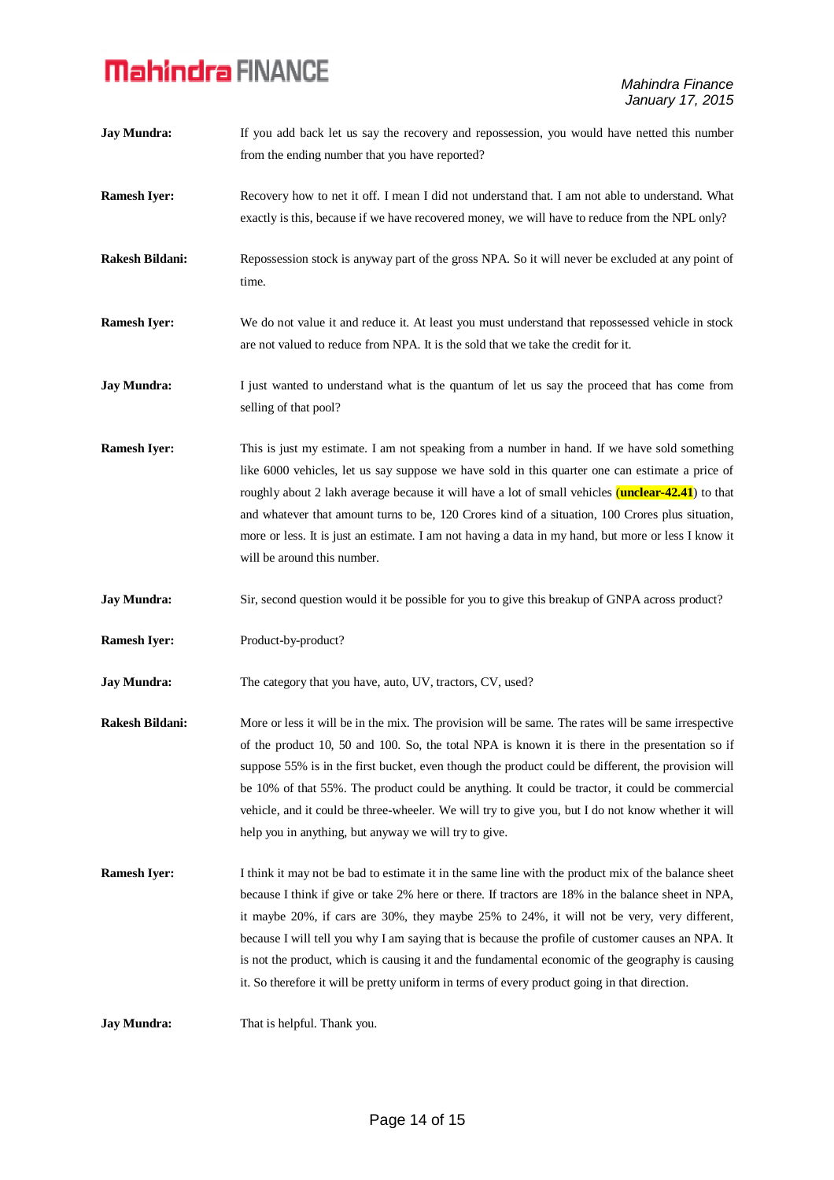**Jay Mundra:** If you add back let us say the recovery and repossession, you would have netted this number from the ending number that you have reported?

**Ramesh Iyer:** Recovery how to net it off. I mean I did not understand that. I am not able to understand. What exactly is this, because if we have recovered money, we will have to reduce from the NPL only?

**Rakesh Bildani:** Repossession stock is anyway part of the gross NPA. So it will never be excluded at any point of time.

**Ramesh Iyer:** We do not value it and reduce it. At least you must understand that repossessed vehicle in stock are not valued to reduce from NPA. It is the sold that we take the credit for it.

**Jay Mundra:** I just wanted to understand what is the quantum of let us say the proceed that has come from selling of that pool?

**Ramesh Iyer:** This is just my estimate. I am not speaking from a number in hand. If we have sold something like 6000 vehicles, let us say suppose we have sold in this quarter one can estimate a price of roughly about 2 lakh average because it will have a lot of small vehicles (**unclear-42.41**) to that and whatever that amount turns to be, 120 Crores kind of a situation, 100 Crores plus situation, more or less. It is just an estimate. I am not having a data in my hand, but more or less I know it will be around this number.

**Jay Mundra:** Sir, second question would it be possible for you to give this breakup of GNPA across product?

**Ramesh Iyer:** Product-by-product?

**Jay Mundra:** The category that you have, auto, UV, tractors, CV, used?

**Rakesh Bildani:** More or less it will be in the mix. The provision will be same. The rates will be same irrespective of the product 10, 50 and 100. So, the total NPA is known it is there in the presentation so if suppose 55% is in the first bucket, even though the product could be different, the provision will be 10% of that 55%. The product could be anything. It could be tractor, it could be commercial vehicle, and it could be three-wheeler. We will try to give you, but I do not know whether it will help you in anything, but anyway we will try to give.

**Ramesh Iyer:** I think it may not be bad to estimate it in the same line with the product mix of the balance sheet because I think if give or take 2% here or there. If tractors are 18% in the balance sheet in NPA, it maybe 20%, if cars are 30%, they maybe 25% to 24%, it will not be very, very different, because I will tell you why I am saying that is because the profile of customer causes an NPA. It is not the product, which is causing it and the fundamental economic of the geography is causing it. So therefore it will be pretty uniform in terms of every product going in that direction.

**Jay Mundra:** That is helpful. Thank you.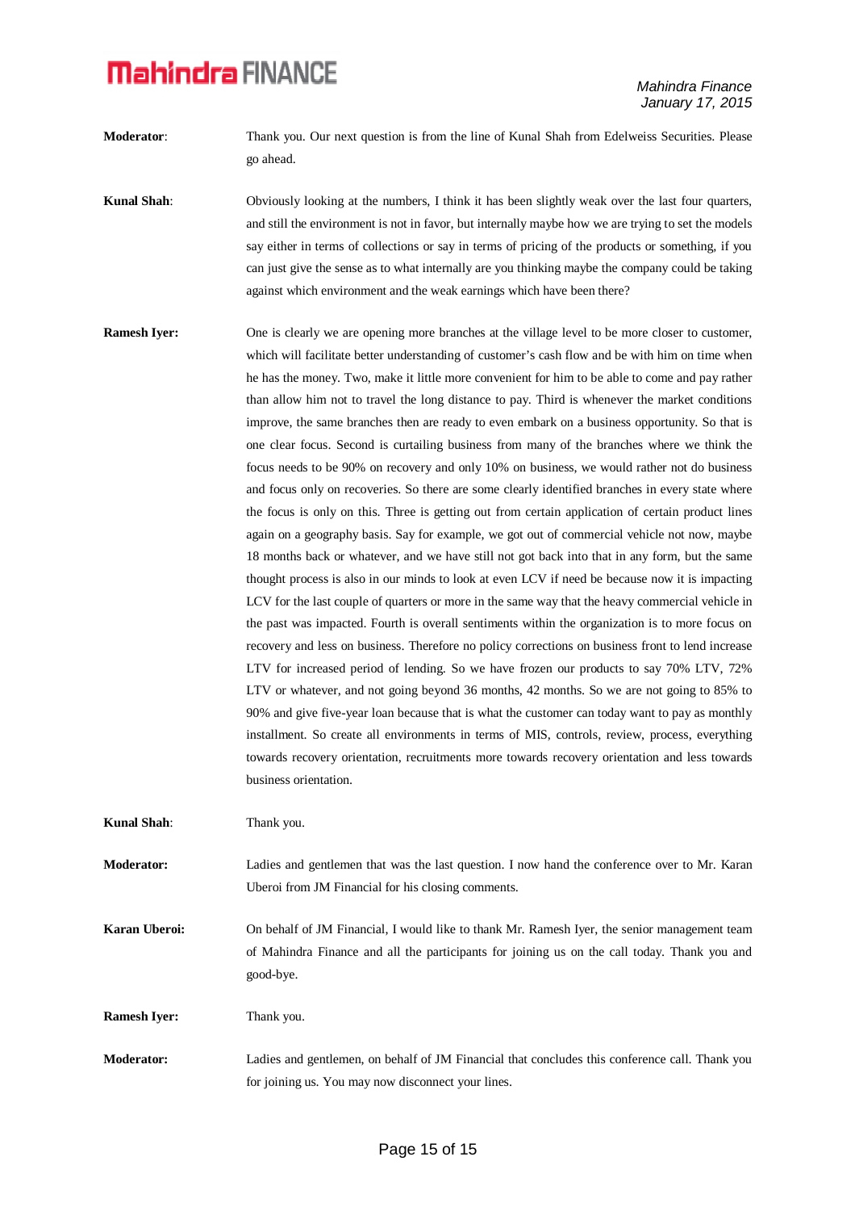**Moderator**: Thank you. Our next question is from the line of Kunal Shah from Edelweiss Securities. Please go ahead.

**Kunal Shah**: Obviously looking at the numbers, I think it has been slightly weak over the last four quarters, and still the environment is not in favor, but internally maybe how we are trying to set the models say either in terms of collections or say in terms of pricing of the products or something, if you can just give the sense as to what internally are you thinking maybe the company could be taking against which environment and the weak earnings which have been there?

**Ramesh Iyer:** One is clearly we are opening more branches at the village level to be more closer to customer, which will facilitate better understanding of customer's cash flow and be with him on time when he has the money. Two, make it little more convenient for him to be able to come and pay rather than allow him not to travel the long distance to pay. Third is whenever the market conditions improve, the same branches then are ready to even embark on a business opportunity. So that is one clear focus. Second is curtailing business from many of the branches where we think the focus needs to be 90% on recovery and only 10% on business, we would rather not do business and focus only on recoveries. So there are some clearly identified branches in every state where the focus is only on this. Three is getting out from certain application of certain product lines again on a geography basis. Say for example, we got out of commercial vehicle not now, maybe 18 months back or whatever, and we have still not got back into that in any form, but the same thought process is also in our minds to look at even LCV if need be because now it is impacting LCV for the last couple of quarters or more in the same way that the heavy commercial vehicle in the past was impacted. Fourth is overall sentiments within the organization is to more focus on recovery and less on business. Therefore no policy corrections on business front to lend increase LTV for increased period of lending. So we have frozen our products to say 70% LTV, 72% LTV or whatever, and not going beyond 36 months, 42 months. So we are not going to 85% to 90% and give five-year loan because that is what the customer can today want to pay as monthly installment. So create all environments in terms of MIS, controls, review, process, everything towards recovery orientation, recruitments more towards recovery orientation and less towards business orientation.

**Kunal Shah**: Thank you.

**Moderator:** Ladies and gentlemen that was the last question. I now hand the conference over to Mr. Karan Uberoi from JM Financial for his closing comments.

**Karan Uberoi:** On behalf of JM Financial, I would like to thank Mr. Ramesh Iyer, the senior management team of Mahindra Finance and all the participants for joining us on the call today. Thank you and good-bye.

**Ramesh Iyer:** Thank you.

**Moderator:** Ladies and gentlemen, on behalf of JM Financial that concludes this conference call. Thank you for joining us. You may now disconnect your lines.